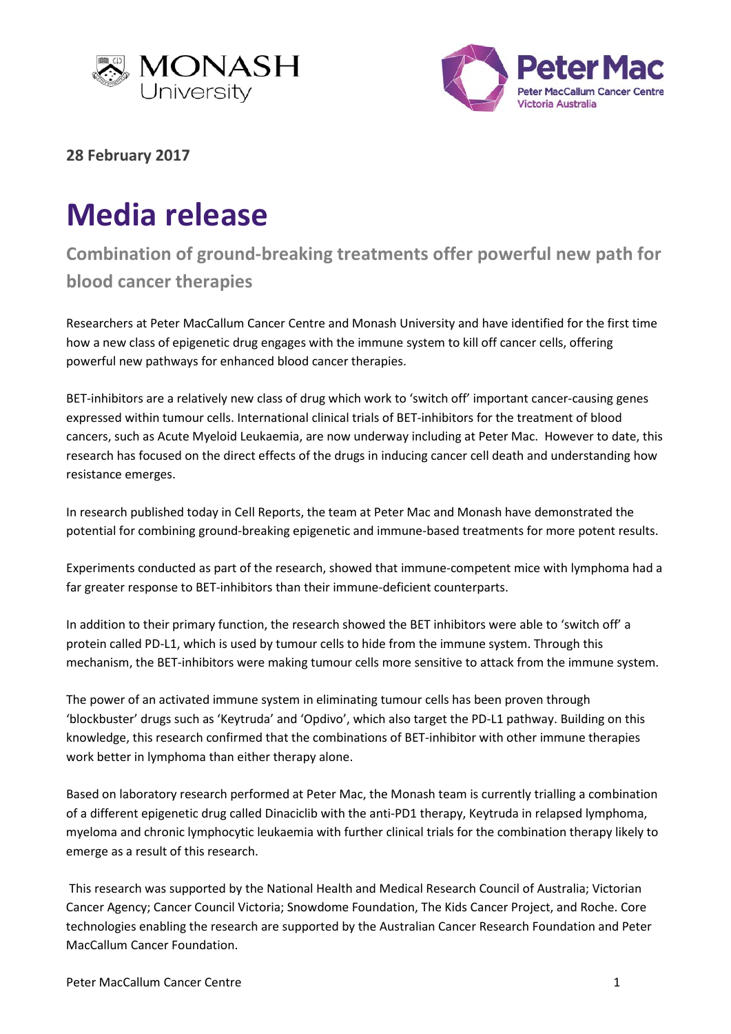**28 February 2017**

# Media release

## Combination of ground-breaking treatments offer powerful new path for blood cancer therapies

Researchers at Peter MacCallum Cancer Centre and Monash University and have identified for the first time how a new class of epigenetic drug engages with the immune system to kill off cancer cells, offering powerful new pathways for enhanced blood cancer therapies.

BET-inhibitors are a relatively new class of drug which work to 'switch off' important cancer-causing genes expressed within tumour cells. International clinical trials of BET-inhibitors for the treatment of blood cancers, such as Acute Myeloid Leukaemia, are now underway including at Peter Mac. However to date, this research has focused on the direct effects of the drugs in inducing cancer cell death and understanding how resistance emerges.

In research published today in Cell Reports, the team at Peter Mac and Monash have demonstrated the potential for combining ground-breaking epigenetic and immune-based treatments for more potent results.

Experiments conducted as part of the research, showed that immune-competent mice with lymphoma had a far greater response to BET-inhibitors than their immune-deficient counterparts.

In addition to their primary function, the research showed the BET inhibitors were able to 'switch off' a protein called PD-L1, which is used by tumour cells to hide from the immune system. Through this mechanism, the BET-inhibitors were making tumour cells more sensitive to attack from the immune system.

The power of an activated immune system in eliminating tumour cells has been proven through 'blockbuster' drugs such as 'Keytruda' and 'Opdivo', which also target the PD-L1 pathway. Building on this knowledge, this research confirmed that the combinations of BET-inhibitor with other immune therapies work better in lymphoma than either therapy alone.

Based on laboratory research performed at Peter Mac, the Monash team is currently trialling a combination of a different epigenetic drug called Dinaciclib with the anti-PD1 therapy, Keytruda in relapsed lymphoma, myeloma and chronic lymphocytic leukaemia with further clinical trials for the combination therapy likely to emerge as a result of this research.

This research was supported by the National Health and Medical Research Council of Australia; Victorian Cancer Agency; Cancer Council Victoria; Snowdome Foundation, The Kids Cancer Project, and Roche. Core technologies enabling the research are supported by the Australian Cancer Research Foundation and Peter MacCallum Cancer Foundation.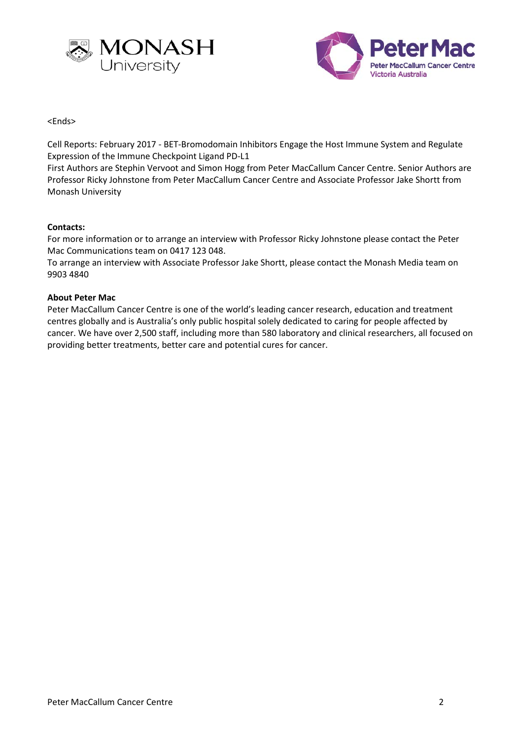<Ends>

Cell Reports: February 2017 - BET-Bromodomain Inhibitors Engage the Host Immune System and Regulate Expression of the Immune Checkpoint Ligand PD-L1

First Authors are Stephin Vervoot and Simon Hogg from Peter MacCallum Cancer Centre. Senior Authors are Professor Ricky Johnstone from Peter MacCallum Cancer Centre and Associate Professor Jake Shortt from Monash University

**Contacts:**

For more information or to arrange an interview with Professor Ricky Johnstone please contact the Peter Mac Communications team on 0417 123 048.

To arrange an interview with Associate Professor Jake Shortt, please contact the Monash Media team on 9903 4840

**About Peter Mac**

Peter MacCallum Cancer Centre is one of the world's leading cancer research, education and treatment centres globally and is Australia's only public hospital solely dedicated to caring for people affected by cancer. We have over 2,500 staff, including more than 580 laboratory and clinical researchers, all focused on providing better treatments, better care and potential cures for cancer.